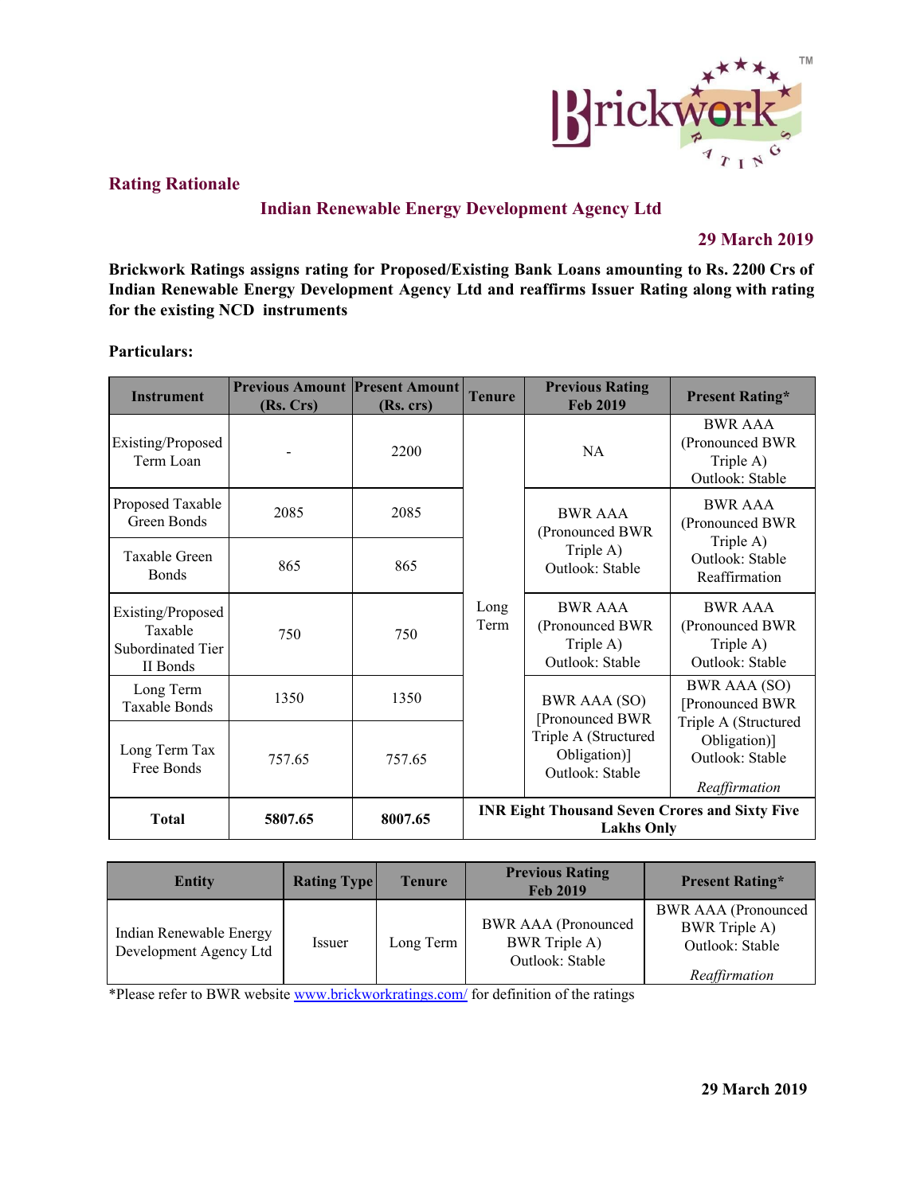## Rating Rationale

### Indian Renewable Energy Development Agency Ltd

**29 March 2019**

**Brickwork Ratings assigns rating for Proposed/Existing Bank Loans amounting to Rs. 2200 Crs of Indian Renewable Energy Development Agency Ltd and reaffirms Issuer Rating along with rating for the existing NCD instruments**

**Particulars:**

| Instrument | Previous Amount (Rs. Crs) | Present Amount (Rs. crs) | Tenure | Previous Rating Feb 2019 | Present Rating* |
|---|---|---|---|---|---|
| Existing/Proposed Term Loan | - | 2200 | Long Term | NA | BWR AAA (Pronounced BWR Triple A) Outlook: Stable |
| Proposed Taxable Green Bonds | 2085 | 2085 | | BWR AAA (Pronounced BWR Triple A) Outlook: Stable | BWR AAA (Pronounced BWR Triple A) Outlook: Stable Reaffirmation |
| Taxable Green Bonds | 865 | 865 | | | |
| Existing/Proposed Taxable Subordinated Tier II Bonds | 750 | 750 | | BWR AAA (Pronounced BWR Triple A) Outlook: Stable | BWR AAA (Pronounced BWR Triple A) Outlook: Stable |
| Long Term Taxable Bonds | 1350 | 1350 | | BWR AAA (SO) [Pronounced BWR Triple A (Structured Obligation)] Outlook: Stable | BWR AAA (SO) [Pronounced BWR Triple A (Structured Obligation)] Outlook: Stable *Reaffirmation* |
| Long Term Tax Free Bonds | 757.65 | 757.65 | | | |
| **Total** | **5807.65** | **8007.65** | **INR Eight Thousand Seven Crores and Sixty Five Lakhs Only** | | |

| Entity | Rating Type | Tenure | Previous Rating Feb 2019 | Present Rating* |
|---|---|---|---|---|
| Indian Renewable Energy Development Agency Ltd | Issuer | Long Term | BWR AAA (Pronounced BWR Triple A) Outlook: Stable | BWR AAA (Pronounced BWR Triple A) Outlook: Stable *Reaffirmation* |

*Please refer to BWR website www.brickworkratings.com/ for definition of the ratings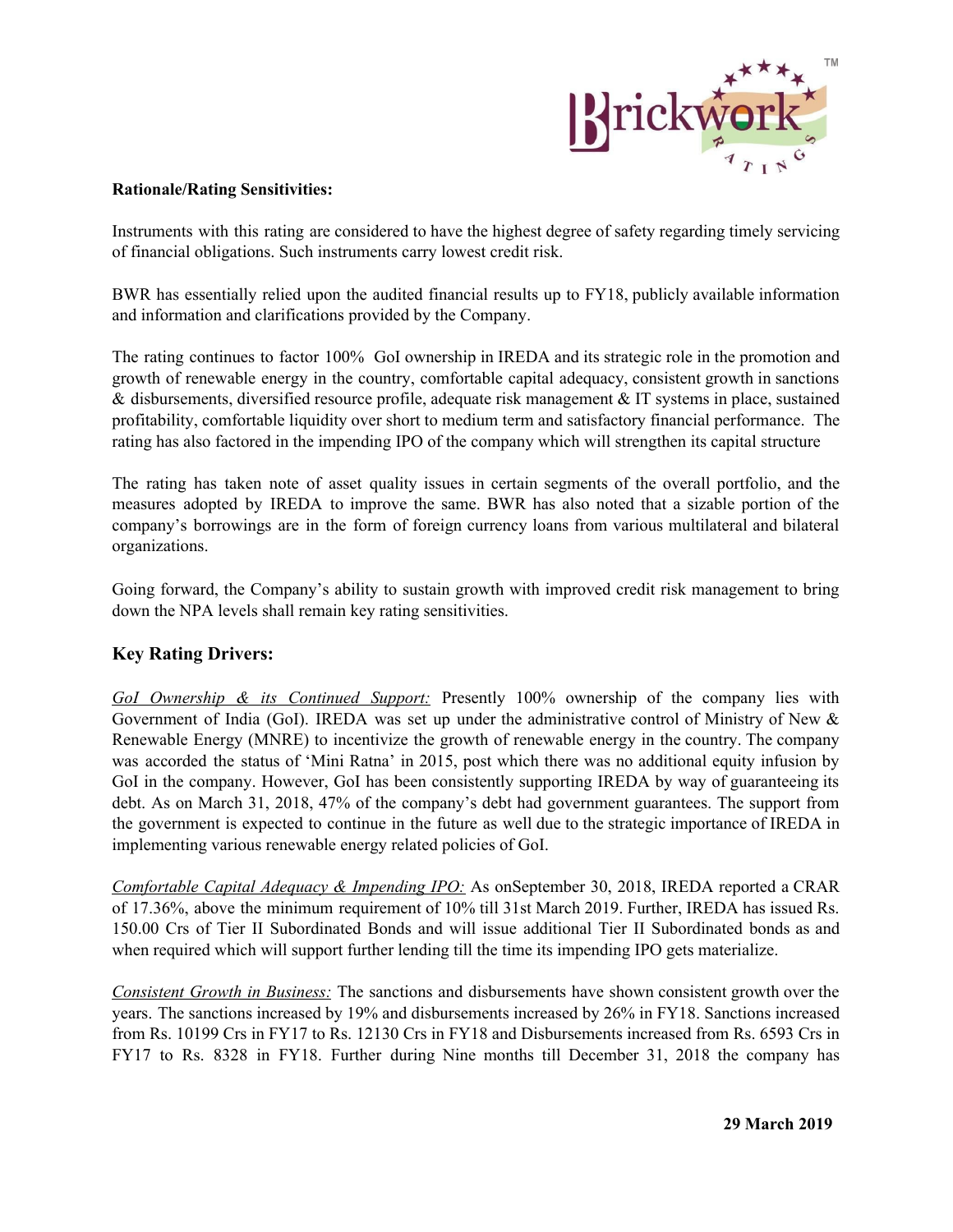**Rationale/Rating Sensitivities:**

Instruments with this rating are considered to have the highest degree of safety regarding timely servicing of financial obligations. Such instruments carry lowest credit risk.

BWR has essentially relied upon the audited financial results up to FY18, publicly available information and information and clarifications provided by the Company.

The rating continues to factor 100% GoI ownership in IREDA and its strategic role in the promotion and growth of renewable energy in the country, comfortable capital adequacy, consistent growth in sanctions & disbursements, diversified resource profile, adequate risk management & IT systems in place, sustained profitability, comfortable liquidity over short to medium term and satisfactory financial performance. The rating has also factored in the impending IPO of the company which will strengthen its capital structure

The rating has taken note of asset quality issues in certain segments of the overall portfolio, and the measures adopted by IREDA to improve the same. BWR has also noted that a sizable portion of the company's borrowings are in the form of foreign currency loans from various multilateral and bilateral organizations.

Going forward, the Company's ability to sustain growth with improved credit risk management to bring down the NPA levels shall remain key rating sensitivities.

## Key Rating Drivers:

*GoI Ownership & its Continued Support:* Presently 100% ownership of the company lies with Government of India (GoI). IREDA was set up under the administrative control of Ministry of New & Renewable Energy (MNRE) to incentivize the growth of renewable energy in the country. The company was accorded the status of 'Mini Ratna' in 2015, post which there was no additional equity infusion by GoI in the company. However, GoI has been consistently supporting IREDA by way of guaranteeing its debt. As on March 31, 2018, 47% of the company's debt had government guarantees. The support from the government is expected to continue in the future as well due to the strategic importance of IREDA in implementing various renewable energy related policies of GoI.

*Comfortable Capital Adequacy & Impending IPO:* As onSeptember 30, 2018, IREDA reported a CRAR of 17.36%, above the minimum requirement of 10% till 31st March 2019. Further, IREDA has issued Rs. 150.00 Crs of Tier II Subordinated Bonds and will issue additional Tier II Subordinated bonds as and when required which will support further lending till the time its impending IPO gets materialize.

*Consistent Growth in Business:* The sanctions and disbursements have shown consistent growth over the years. The sanctions increased by 19% and disbursements increased by 26% in FY18. Sanctions increased from Rs. 10199 Crs in FY17 to Rs. 12130 Crs in FY18 and Disbursements increased from Rs. 6593 Crs in FY17 to Rs. 8328 in FY18. Further during Nine months till December 31, 2018 the company has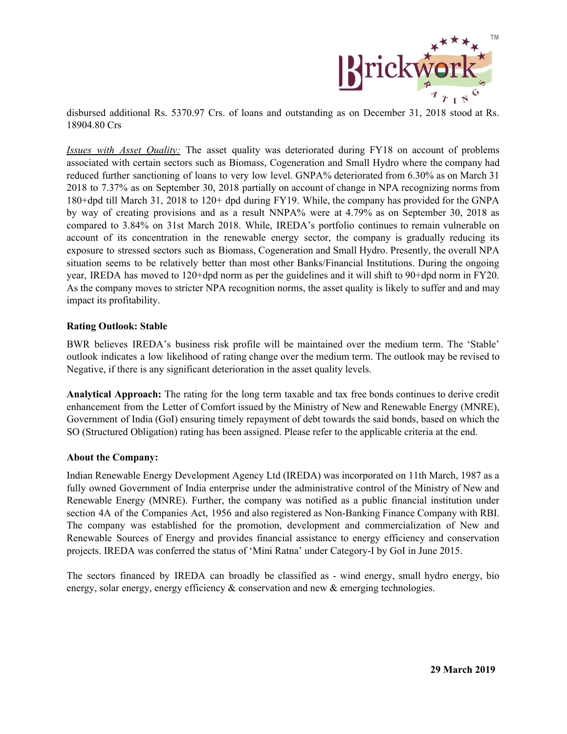disbursed additional Rs. 5370.97 Crs. of loans and outstanding as on December 31, 2018 stood at Rs. 18904.80 Crs

*Issues with Asset Quality:* The asset quality was deteriorated during FY18 on account of problems associated with certain sectors such as Biomass, Cogeneration and Small Hydro where the company had reduced further sanctioning of loans to very low level. GNPA% deteriorated from 6.30% as on March 31 2018 to 7.37% as on September 30, 2018 partially on account of change in NPA recognizing norms from 180+dpd till March 31, 2018 to 120+ dpd during FY19. While, the company has provided for the GNPA by way of creating provisions and as a result NNPA% were at 4.79% as on September 30, 2018 as compared to 3.84% on 31st March 2018. While, IREDA's portfolio continues to remain vulnerable on account of its concentration in the renewable energy sector, the company is gradually reducing its exposure to stressed sectors such as Biomass, Cogeneration and Small Hydro. Presently, the overall NPA situation seems to be relatively better than most other Banks/Financial Institutions. During the ongoing year, IREDA has moved to 120+dpd norm as per the guidelines and it will shift to 90+dpd norm in FY20. As the company moves to stricter NPA recognition norms, the asset quality is likely to suffer and and may impact its profitability.

**Rating Outlook: Stable**

BWR believes IREDA's business risk profile will be maintained over the medium term. The 'Stable' outlook indicates a low likelihood of rating change over the medium term. The outlook may be revised to Negative, if there is any significant deterioration in the asset quality levels.

**Analytical Approach:** The rating for the long term taxable and tax free bonds continues to derive credit enhancement from the Letter of Comfort issued by the Ministry of New and Renewable Energy (MNRE), Government of India (GoI) ensuring timely repayment of debt towards the said bonds, based on which the SO (Structured Obligation) rating has been assigned. Please refer to the applicable criteria at the end.

**About the Company:**

Indian Renewable Energy Development Agency Ltd (IREDA) was incorporated on 11th March, 1987 as a fully owned Government of India enterprise under the administrative control of the Ministry of New and Renewable Energy (MNRE). Further, the company was notified as a public financial institution under section 4A of the Companies Act, 1956 and also registered as Non-Banking Finance Company with RBI. The company was established for the promotion, development and commercialization of New and Renewable Sources of Energy and provides financial assistance to energy efficiency and conservation projects. IREDA was conferred the status of 'Mini Ratna' under Category-I by GoI in June 2015.

The sectors financed by IREDA can broadly be classified as - wind energy, small hydro energy, bio energy, solar energy, energy efficiency & conservation and new & emerging technologies.

**29 March 2019**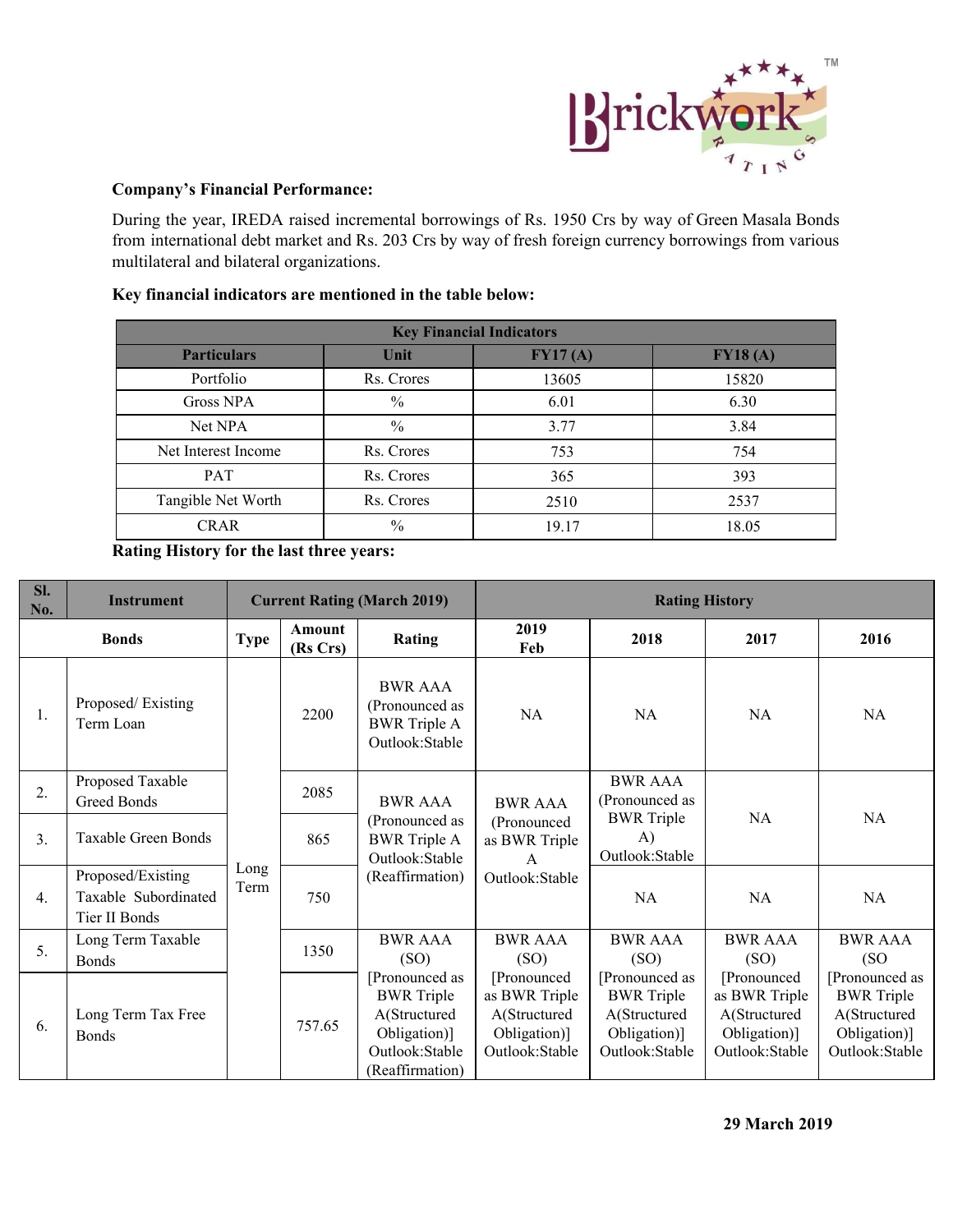**Company's Financial Performance:**

During the year, IREDA raised incremental borrowings of Rs. 1950 Crs by way of Green Masala Bonds from international debt market and Rs. 203 Crs by way of fresh foreign currency borrowings from various multilateral and bilateral organizations.

**Key financial indicators are mentioned in the table below:**

| Key Financial Indicators | | | |
|---|---|---|---|
| **Particulars** | **Unit** | **FY17 (A)** | **FY18 (A)** |
| Portfolio | Rs. Crores | 13605 | 15820 |
| Gross NPA | % | 6.01 | 6.30 |
| Net NPA | % | 3.77 | 3.84 |
| Net Interest Income | Rs. Crores | 753 | 754 |
| PAT | Rs. Crores | 365 | 393 |
| Tangible Net Worth | Rs. Crores | 2510 | 2537 |
| CRAR | % | 19.17 | 18.05 |

**Rating History for the last three years:**

| Sl. No. | Instrument | Current Rating (March 2019) | | | Rating History | | | |
|---|---|---|---|---|---|---|---|---|
| **Bonds** | | **Type** | **Amount (Rs Crs)** | **Rating** | **2019 Feb** | **2018** | **2017** | **2016** |
| 1. | Proposed/ Existing Term Loan | Long Term | 2200 | BWR AAA (Pronounced as BWR Triple A Outlook:Stable | NA | NA | NA | NA |
| 2. | Proposed Taxable Greed Bonds | | 2085 | BWR AAA (Pronounced as BWR Triple A Outlook:Stable (Reaffirmation) | BWR AAA (Pronounced as BWR Triple A Outlook:Stable | BWR AAA (Pronounced as BWR Triple A) Outlook:Stable | NA | NA |
| 3. | Taxable Green Bonds | | 865 | | | | | |
| 4. | Proposed/Existing Taxable Subordinated Tier II Bonds | | 750 | | | NA | NA | NA |
| 5. | Long Term Taxable Bonds | | 1350 | BWR AAA (SO) [Pronounced as BWR Triple A(Structured Obligation)] Outlook:Stable (Reaffirmation) | BWR AAA (SO) [Pronounced as BWR Triple A(Structured Obligation)] Outlook:Stable | BWR AAA (SO) [Pronounced as BWR Triple A(Structured Obligation)] Outlook:Stable | BWR AAA (SO) [Pronounced as BWR Triple A(Structured Obligation)] Outlook:Stable | BWR AAA (SO [Pronounced as BWR Triple A(Structured Obligation)] Outlook:Stable |
| 6. | Long Term Tax Free Bonds | | 757.65 | | | | | |

**29 March 2019**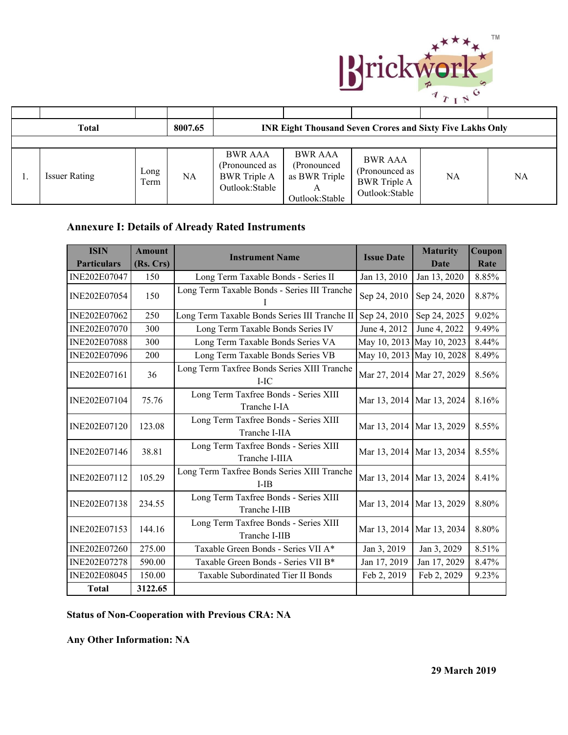| | | | | | | | | |
|---|---|---|---|---|---|---|---|---|
| **Total** | | | **8007.65** | **INR Eight Thousand Seven Crores and Sixty Five Lakhs Only** | | | | |
| | | | | | | | | |
| 1. | Issuer Rating | Long Term | NA | BWR AAA (Pronounced as BWR Triple A Outlook:Stable | BWR AAA (Pronounced as BWR Triple A Outlook:Stable | BWR AAA (Pronounced as BWR Triple A Outlook:Stable | NA | NA |

## Annexure I: Details of Already Rated Instruments

| ISIN Particulars | Amount (Rs. Crs) | Instrument Name | Issue Date | Maturity Date | Coupon Rate |
|---|---|---|---|---|---|
| INE202E07047 | 150 | Long Term Taxable Bonds - Series II | Jan 13, 2010 | Jan 13, 2020 | 8.85% |
| INE202E07054 | 150 | Long Term Taxable Bonds - Series III Tranche I | Sep 24, 2010 | Sep 24, 2020 | 8.87% |
| INE202E07062 | 250 | Long Term Taxable Bonds Series III Tranche II | Sep 24, 2010 | Sep 24, 2025 | 9.02% |
| INE202E07070 | 300 | Long Term Taxable Bonds Series IV | June 4, 2012 | June 4, 2022 | 9.49% |
| INE202E07088 | 300 | Long Term Taxable Bonds Series VA | May 10, 2013 | May 10, 2023 | 8.44% |
| INE202E07096 | 200 | Long Term Taxable Bonds Series VB | May 10, 2013 | May 10, 2028 | 8.49% |
| INE202E07161 | 36 | Long Term Taxfree Bonds Series XIII Tranche I-IC | Mar 27, 2014 | Mar 27, 2029 | 8.56% |
| INE202E07104 | 75.76 | Long Term Taxfree Bonds - Series XIII Tranche I-IA | Mar 13, 2014 | Mar 13, 2024 | 8.16% |
| INE202E07120 | 123.08 | Long Term Taxfree Bonds - Series XIII Tranche I-IIA | Mar 13, 2014 | Mar 13, 2029 | 8.55% |
| INE202E07146 | 38.81 | Long Term Taxfree Bonds - Series XIII Tranche I-IIIA | Mar 13, 2014 | Mar 13, 2034 | 8.55% |
| INE202E07112 | 105.29 | Long Term Taxfree Bonds Series XIII Tranche I-IB | Mar 13, 2014 | Mar 13, 2024 | 8.41% |
| INE202E07138 | 234.55 | Long Term Taxfree Bonds - Series XIII Tranche I-IIB | Mar 13, 2014 | Mar 13, 2029 | 8.80% |
| INE202E07153 | 144.16 | Long Term Taxfree Bonds - Series XIII Tranche I-IIB | Mar 13, 2014 | Mar 13, 2034 | 8.80% |
| INE202E07260 | 275.00 | Taxable Green Bonds - Series VII A* | Jan 3, 2019 | Jan 3, 2029 | 8.51% |
| INE202E07278 | 590.00 | Taxable Green Bonds - Series VII B* | Jan 17, 2019 | Jan 17, 2029 | 8.47% |
| INE202E08045 | 150.00 | Taxable Subordinated Tier II Bonds | Feb 2, 2019 | Feb 2, 2029 | 9.23% |
| **Total** | **3122.65** | | | | |

**Status of Non-Cooperation with Previous CRA: NA**

**Any Other Information: NA**

**29 March 2019**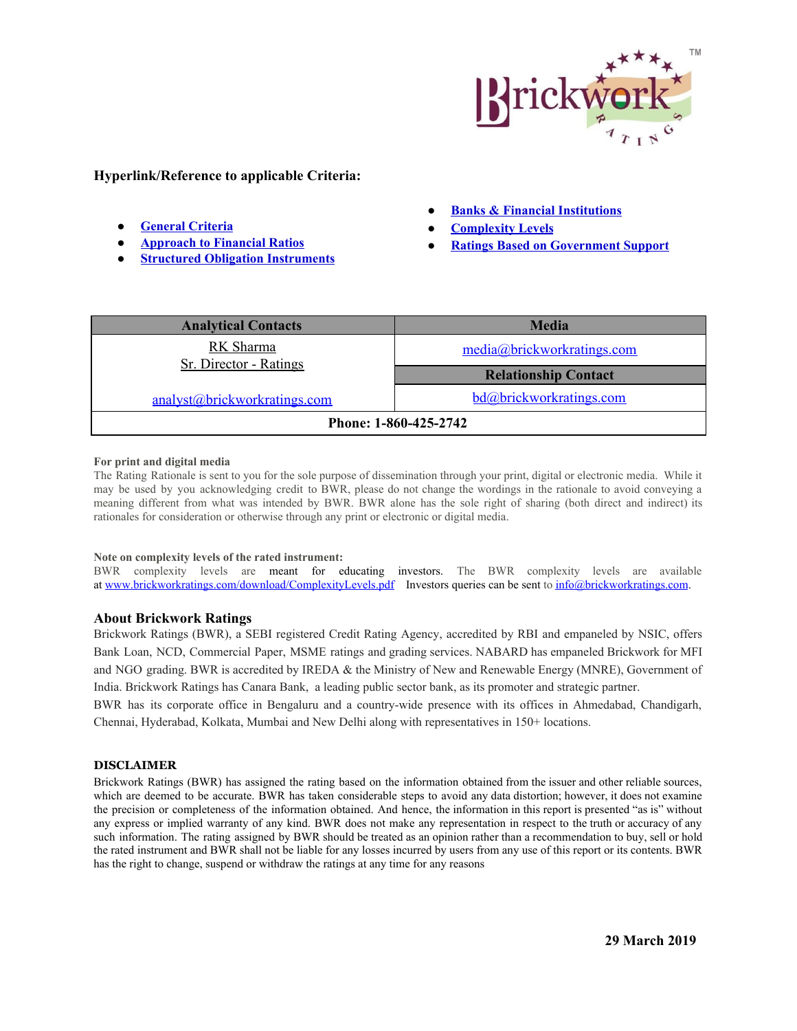**Hyperlink/Reference to applicable Criteria:**

- General Criteria
- Approach to Financial Ratios
- Structured Obligation Instruments
- Banks & Financial Institutions
- Complexity Levels
- Ratings Based on Government Support

| Analytical Contacts | Media |
|---|---|
| RK Sharma<br>Sr. Director - Ratings | media@brickworkratings.com |
| | **Relationship Contact** |
| analyst@brickworkratings.com | bd@brickworkratings.com |
| **Phone: 1-860-425-2742** | |

**For print and digital media**
The Rating Rationale is sent to you for the sole purpose of dissemination through your print, digital or electronic media. While it may be used by you acknowledging credit to BWR, please do not change the wordings in the rationale to avoid conveying a meaning different from what was intended by BWR. BWR alone has the sole right of sharing (both direct and indirect) its rationales for consideration or otherwise through any print or electronic or digital media.

**Note on complexity levels of the rated instrument:**
BWR complexity levels are meant for educating investors. The BWR complexity levels are available at www.brickworkratings.com/download/ComplexityLevels.pdf Investors queries can be sent to info@brickworkratings.com.

## About Brickwork Ratings

Brickwork Ratings (BWR), a SEBI registered Credit Rating Agency, accredited by RBI and empaneled by NSIC, offers Bank Loan, NCD, Commercial Paper, MSME ratings and grading services. NABARD has empaneled Brickwork for MFI and NGO grading. BWR is accredited by IREDA & the Ministry of New and Renewable Energy (MNRE), Government of India. Brickwork Ratings has Canara Bank, a leading public sector bank, as its promoter and strategic partner.
BWR has its corporate office in Bengaluru and a country-wide presence with its offices in Ahmedabad, Chandigarh, Chennai, Hyderabad, Kolkata, Mumbai and New Delhi along with representatives in 150+ locations.

**DISCLAIMER**

Brickwork Ratings (BWR) has assigned the rating based on the information obtained from the issuer and other reliable sources, which are deemed to be accurate. BWR has taken considerable steps to avoid any data distortion; however, it does not examine the precision or completeness of the information obtained. And hence, the information in this report is presented "as is" without any express or implied warranty of any kind. BWR does not make any representation in respect to the truth or accuracy of any such information. The rating assigned by BWR should be treated as an opinion rather than a recommendation to buy, sell or hold the rated instrument and BWR shall not be liable for any losses incurred by users from any use of this report or its contents. BWR has the right to change, suspend or withdraw the ratings at any time for any reasons

**29 March 2019**